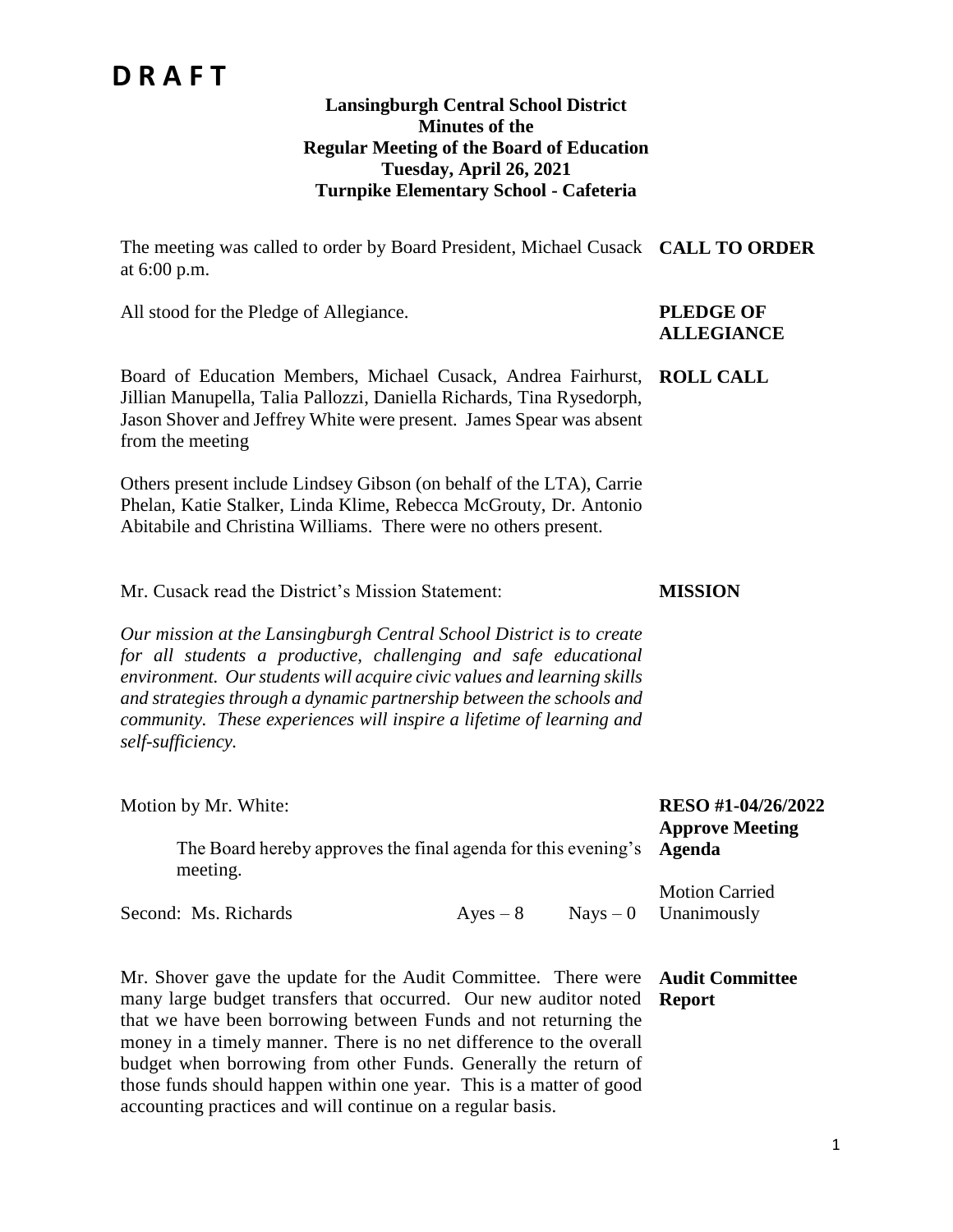# D R A F T

**Lansingburgh Central School District**
**Minutes of the**
**Regular Meeting of the Board of Education**
**Tuesday, April 26, 2021**
**Turnpike Elementary School - Cafeteria**

**CALL TO ORDER**

The meeting was called to order by Board President, Michael Cusack at 6:00 p.m.

**PLEDGE OF ALLEGIANCE**

All stood for the Pledge of Allegiance.

**ROLL CALL**

Board of Education Members, Michael Cusack, Andrea Fairhurst, Jillian Manupella, Talia Pallozzi, Daniella Richards, Tina Rysedorph, Jason Shover and Jeffrey White were present. James Spear was absent from the meeting

Others present include Lindsey Gibson (on behalf of the LTA), Carrie Phelan, Katie Stalker, Linda Klime, Rebecca McGrouty, Dr. Antonio Abitabile and Christina Williams. There were no others present.

**MISSION**

Mr. Cusack read the District's Mission Statement:

*Our mission at the Lansingburgh Central School District is to create for all students a productive, challenging and safe educational environment. Our students will acquire civic values and learning skills and strategies through a dynamic partnership between the schools and community. These experiences will inspire a lifetime of learning and self-sufficiency.*

**RESO #1-04/26/2022 Approve Meeting Agenda**

Motion by Mr. White:

The Board hereby approves the final agenda for this evening's meeting.

Second: Ms. Richards Ayes – 8 Nays – 0

Motion Carried Unanimously

**Audit Committee Report**

Mr. Shover gave the update for the Audit Committee. There were many large budget transfers that occurred. Our new auditor noted that we have been borrowing between Funds and not returning the money in a timely manner. There is no net difference to the overall budget when borrowing from other Funds. Generally the return of those funds should happen within one year. This is a matter of good accounting practices and will continue on a regular basis.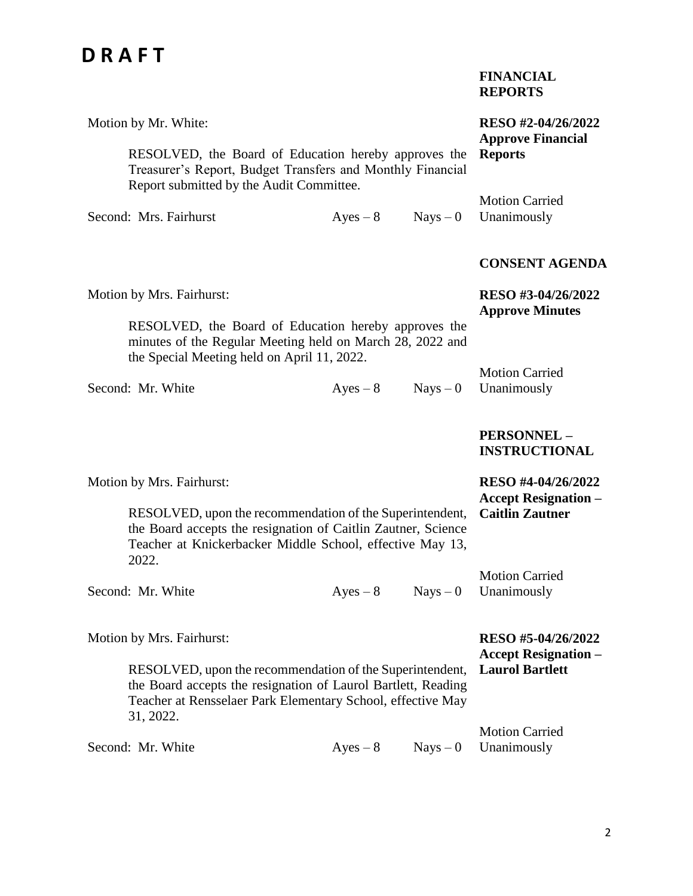# D R A F T

## FINANCIAL REPORTS

**RESO #2-04/26/2022**
**Approve Financial Reports**

Motion by Mr. White:

RESOLVED, the Board of Education hereby approves the Treasurer's Report, Budget Transfers and Monthly Financial Report submitted by the Audit Committee.

Second: Mrs. Fairhurst Ayes – 8 Nays – 0

Motion Carried Unanimously

## CONSENT AGENDA

**RESO #3-04/26/2022**
**Approve Minutes**

Motion by Mrs. Fairhurst:

RESOLVED, the Board of Education hereby approves the minutes of the Regular Meeting held on March 28, 2022 and the Special Meeting held on April 11, 2022.

Second: Mr. White Ayes – 8 Nays – 0

Motion Carried Unanimously

## PERSONNEL – INSTRUCTIONAL

**RESO #4-04/26/2022**
**Accept Resignation – Caitlin Zautner**

Motion by Mrs. Fairhurst:

RESOLVED, upon the recommendation of the Superintendent, the Board accepts the resignation of Caitlin Zautner, Science Teacher at Knickerbacker Middle School, effective May 13, 2022.

Second: Mr. White Ayes – 8 Nays – 0

Motion Carried Unanimously

**RESO #5-04/26/2022**
**Accept Resignation – Laurol Bartlett**

Motion by Mrs. Fairhurst:

RESOLVED, upon the recommendation of the Superintendent, the Board accepts the resignation of Laurol Bartlett, Reading Teacher at Rensselaer Park Elementary School, effective May 31, 2022.

Second: Mr. White Ayes – 8 Nays – 0

Motion Carried Unanimously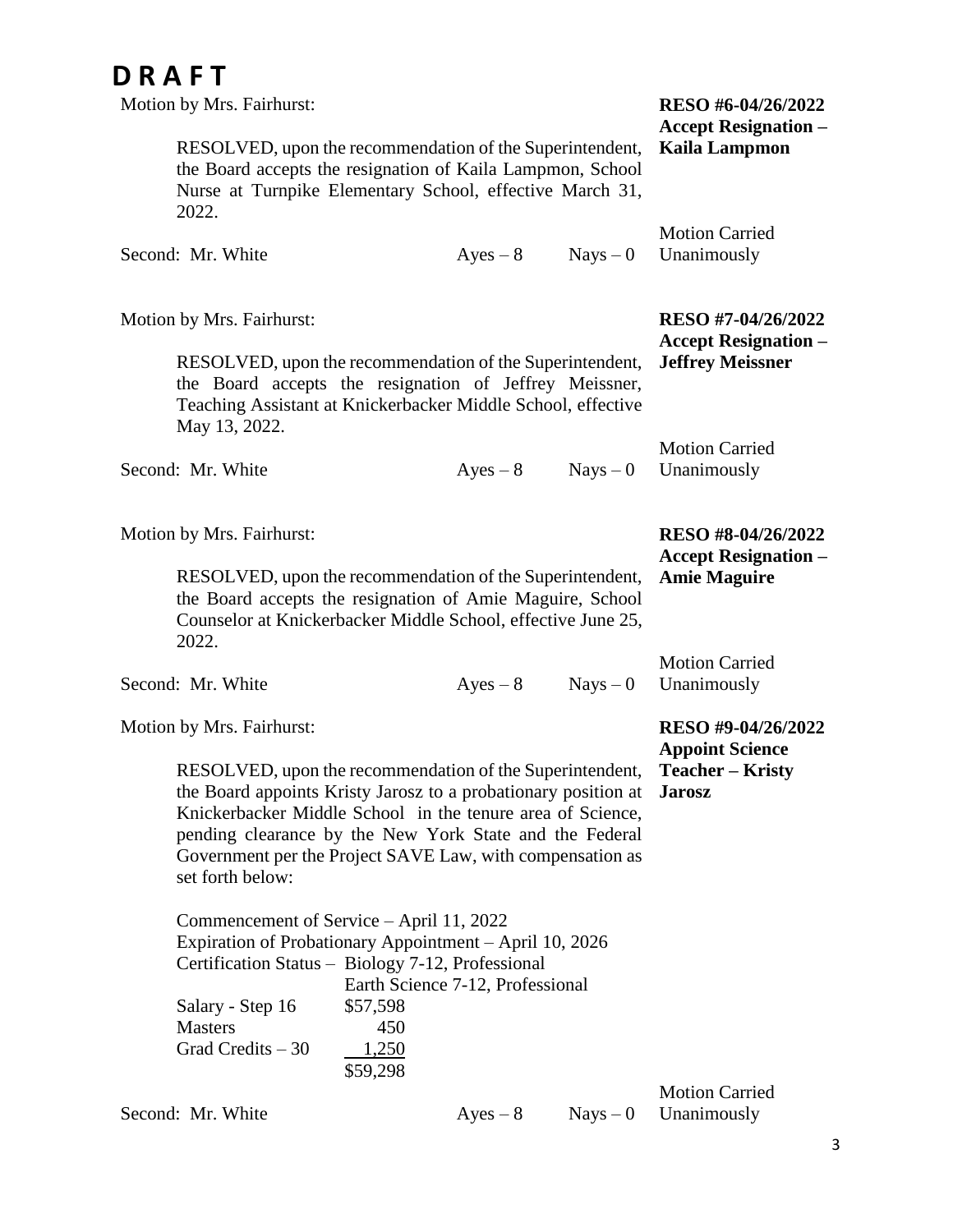# DRAFT

Motion by Mrs. Fairhurst:

**RESO #6-04/26/2022**
**Accept Resignation – Kaila Lampmon**

RESOLVED, upon the recommendation of the Superintendent, the Board accepts the resignation of Kaila Lampmon, School Nurse at Turnpike Elementary School, effective March 31, 2022.

Second: Mr. White    Ayes – 8    Nays – 0    Motion Carried Unanimously

Motion by Mrs. Fairhurst:

**RESO #7-04/26/2022**
**Accept Resignation – Jeffrey Meissner**

RESOLVED, upon the recommendation of the Superintendent, the Board accepts the resignation of Jeffrey Meissner, Teaching Assistant at Knickerbacker Middle School, effective May 13, 2022.

Second: Mr. White    Ayes – 8    Nays – 0    Motion Carried Unanimously

Motion by Mrs. Fairhurst:

**RESO #8-04/26/2022**
**Accept Resignation – Amie Maguire**

RESOLVED, upon the recommendation of the Superintendent, the Board accepts the resignation of Amie Maguire, School Counselor at Knickerbacker Middle School, effective June 25, 2022.

Second: Mr. White    Ayes – 8    Nays – 0    Motion Carried Unanimously

Motion by Mrs. Fairhurst:

**RESO #9-04/26/2022**
**Appoint Science Teacher – Kristy Jarosz**

RESOLVED, upon the recommendation of the Superintendent, the Board appoints Kristy Jarosz to a probationary position at Knickerbacker Middle School in the tenure area of Science, pending clearance by the New York State and the Federal Government per the Project SAVE Law, with compensation as set forth below:

Commencement of Service – April 11, 2022
Expiration of Probationary Appointment – April 10, 2026
Certification Status – Biology 7-12, Professional
Earth Science 7-12, Professional

| | |
|---|---|
| Salary - Step 16 | $57,598 |
| Masters | 450 |
| Grad Credits – 30 | 1,250 |
| | $59,298 |

Second: Mr. White    Ayes – 8    Nays – 0    Motion Carried Unanimously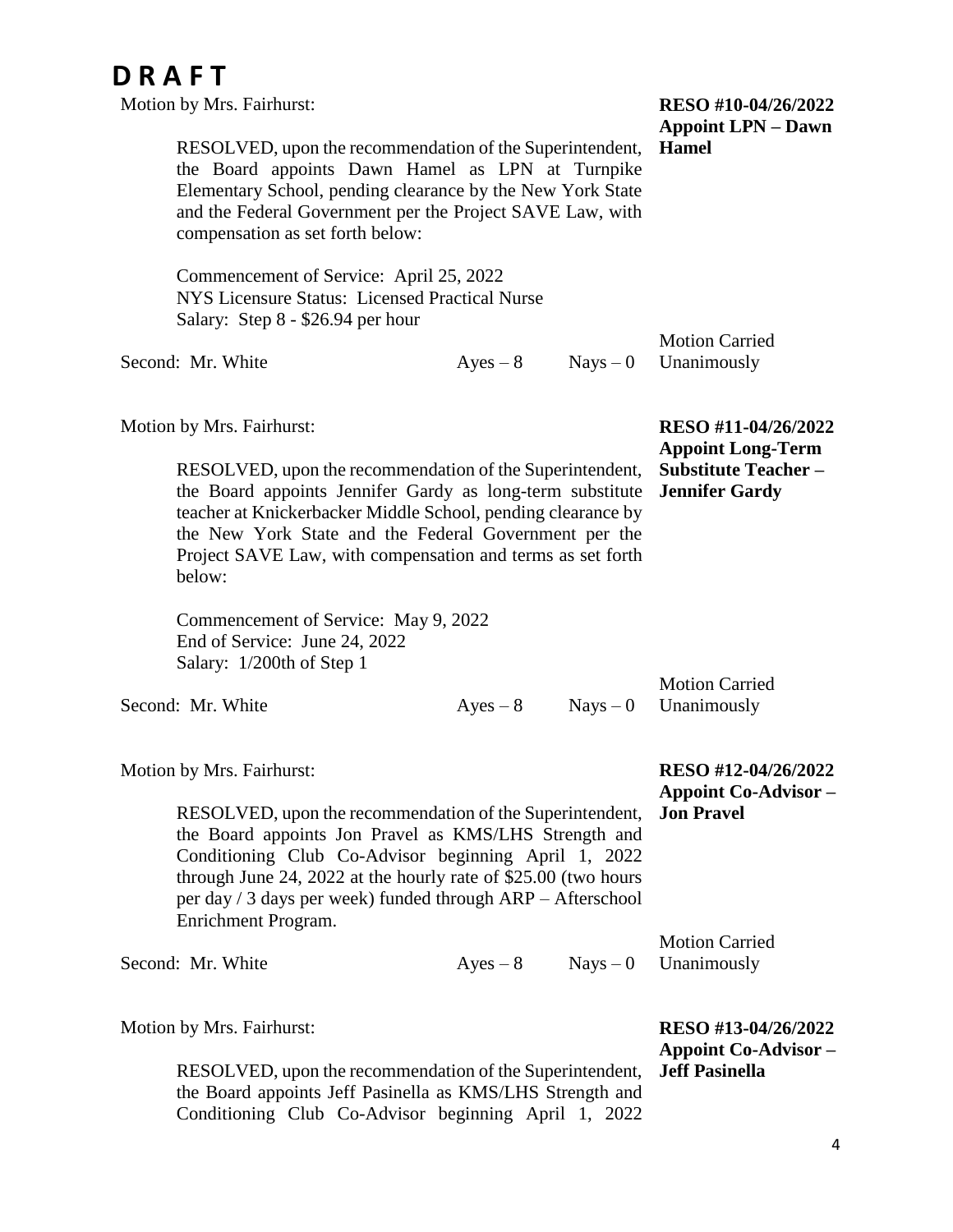# D R A F T

Motion by Mrs. Fairhurst:

**RESO #10-04/26/2022**
**Appoint LPN – Dawn Hamel**

RESOLVED, upon the recommendation of the Superintendent, the Board appoints Dawn Hamel as LPN at Turnpike Elementary School, pending clearance by the New York State and the Federal Government per the Project SAVE Law, with compensation as set forth below:

Commencement of Service: April 25, 2022
NYS Licensure Status: Licensed Practical Nurse
Salary: Step 8 - $26.94 per hour

Second: Mr. White Ayes – 8 Nays – 0 Motion Carried Unanimously

Motion by Mrs. Fairhurst:

**RESO #11-04/26/2022**
**Appoint Long-Term Substitute Teacher – Jennifer Gardy**

RESOLVED, upon the recommendation of the Superintendent, the Board appoints Jennifer Gardy as long-term substitute teacher at Knickerbacker Middle School, pending clearance by the New York State and the Federal Government per the Project SAVE Law, with compensation and terms as set forth below:

Commencement of Service: May 9, 2022
End of Service: June 24, 2022
Salary: 1/200th of Step 1

Second: Mr. White Ayes – 8 Nays – 0 Motion Carried Unanimously

Motion by Mrs. Fairhurst:

**RESO #12-04/26/2022**
**Appoint Co-Advisor – Jon Pravel**

RESOLVED, upon the recommendation of the Superintendent, the Board appoints Jon Pravel as KMS/LHS Strength and Conditioning Club Co-Advisor beginning April 1, 2022 through June 24, 2022 at the hourly rate of $25.00 (two hours per day / 3 days per week) funded through ARP – Afterschool Enrichment Program.

Second: Mr. White Ayes – 8 Nays – 0 Motion Carried Unanimously

Motion by Mrs. Fairhurst:

**RESO #13-04/26/2022**
**Appoint Co-Advisor – Jeff Pasinella**

RESOLVED, upon the recommendation of the Superintendent, the Board appoints Jeff Pasinella as KMS/LHS Strength and Conditioning Club Co-Advisor beginning April 1, 2022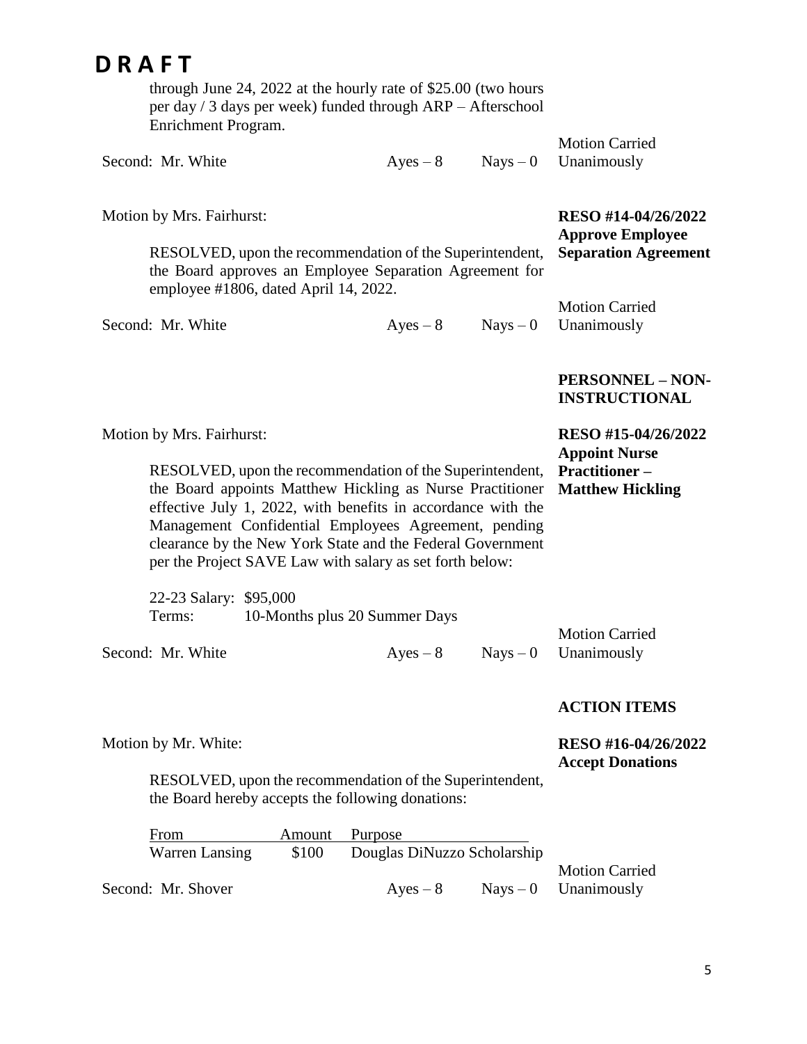**D R A F T**

through June 24, 2022 at the hourly rate of $25.00 (two hours per day / 3 days per week) funded through ARP – Afterschool Enrichment Program.

Second: Mr. White Ayes – 8 Nays – 0 Motion Carried Unanimously

Motion by Mrs. Fairhurst:

**RESO #14-04/26/2022 Approve Employee Separation Agreement**

RESOLVED, upon the recommendation of the Superintendent, the Board approves an Employee Separation Agreement for employee #1806, dated April 14, 2022.

Second: Mr. White Ayes – 8 Nays – 0 Motion Carried Unanimously

**PERSONNEL – NON-INSTRUCTIONAL**

Motion by Mrs. Fairhurst:

**RESO #15-04/26/2022 Appoint Nurse Practitioner – Matthew Hickling**

RESOLVED, upon the recommendation of the Superintendent, the Board appoints Matthew Hickling as Nurse Practitioner effective July 1, 2022, with benefits in accordance with the Management Confidential Employees Agreement, pending clearance by the New York State and the Federal Government per the Project SAVE Law with salary as set forth below:

22-23 Salary: $95,000
Terms: 10-Months plus 20 Summer Days

Second: Mr. White Ayes – 8 Nays – 0 Motion Carried Unanimously

**ACTION ITEMS**

Motion by Mr. White:

**RESO #16-04/26/2022 Accept Donations**

RESOLVED, upon the recommendation of the Superintendent, the Board hereby accepts the following donations:

| From | Amount | Purpose |
|---|---|---|
| Warren Lansing | $100 | Douglas DiNuzzo Scholarship |

Second: Mr. Shover Ayes – 8 Nays – 0 Motion Carried Unanimously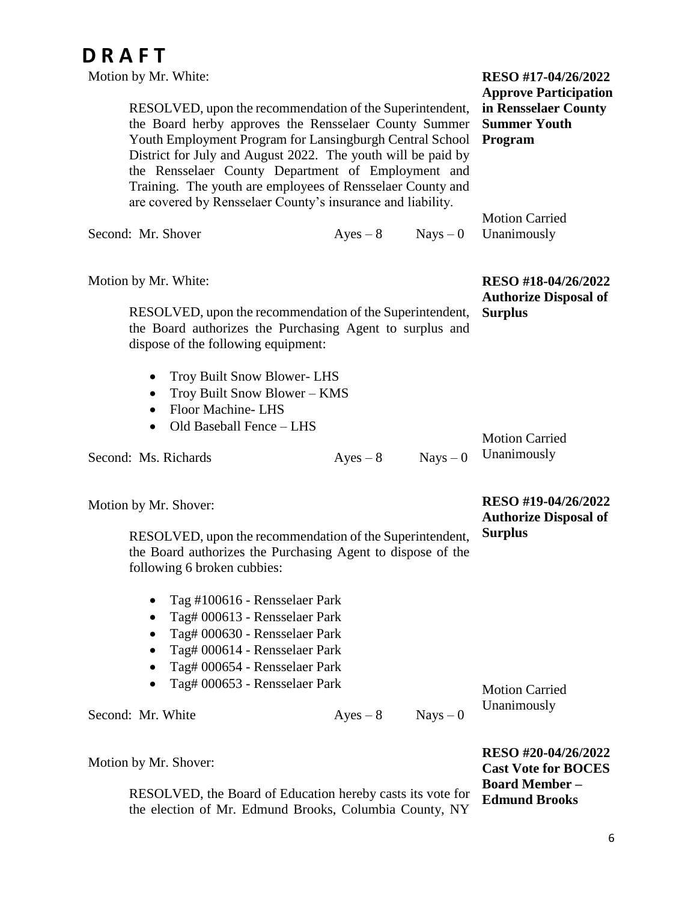# D R A F T

Motion by Mr. White:

**RESO #17-04/26/2022 Approve Participation in Rensselaer County Summer Youth Program**

> RESOLVED, upon the recommendation of the Superintendent, the Board herby approves the Rensselaer County Summer Youth Employment Program for Lansingburgh Central School District for July and August 2022. The youth will be paid by the Rensselaer County Department of Employment and Training. The youth are employees of Rensselaer County and are covered by Rensselaer County's insurance and liability.

Second: Mr. Shover — Ayes – 8 — Nays – 0 — Motion Carried Unanimously

Motion by Mr. White:

**RESO #18-04/26/2022 Authorize Disposal of Surplus**

> RESOLVED, upon the recommendation of the Superintendent, the Board authorizes the Purchasing Agent to surplus and dispose of the following equipment:
>
> - Troy Built Snow Blower- LHS
> - Troy Built Snow Blower – KMS
> - Floor Machine- LHS
> - Old Baseball Fence – LHS

Second: Ms. Richards — Ayes – 8 — Nays – 0 — Motion Carried Unanimously

Motion by Mr. Shover:

**RESO #19-04/26/2022 Authorize Disposal of Surplus**

> RESOLVED, upon the recommendation of the Superintendent, the Board authorizes the Purchasing Agent to dispose of the following 6 broken cubbies:
>
> - Tag #100616 - Rensselaer Park
> - Tag# 000613 - Rensselaer Park
> - Tag# 000630 - Rensselaer Park
> - Tag# 000614 - Rensselaer Park
> - Tag# 000654 - Rensselaer Park
> - Tag# 000653 - Rensselaer Park

Second: Mr. White — Ayes – 8 — Nays – 0 — Motion Carried Unanimously

Motion by Mr. Shover:

**RESO #20-04/26/2022 Cast Vote for BOCES Board Member – Edmund Brooks**

> RESOLVED, the Board of Education hereby casts its vote for the election of Mr. Edmund Brooks, Columbia County, NY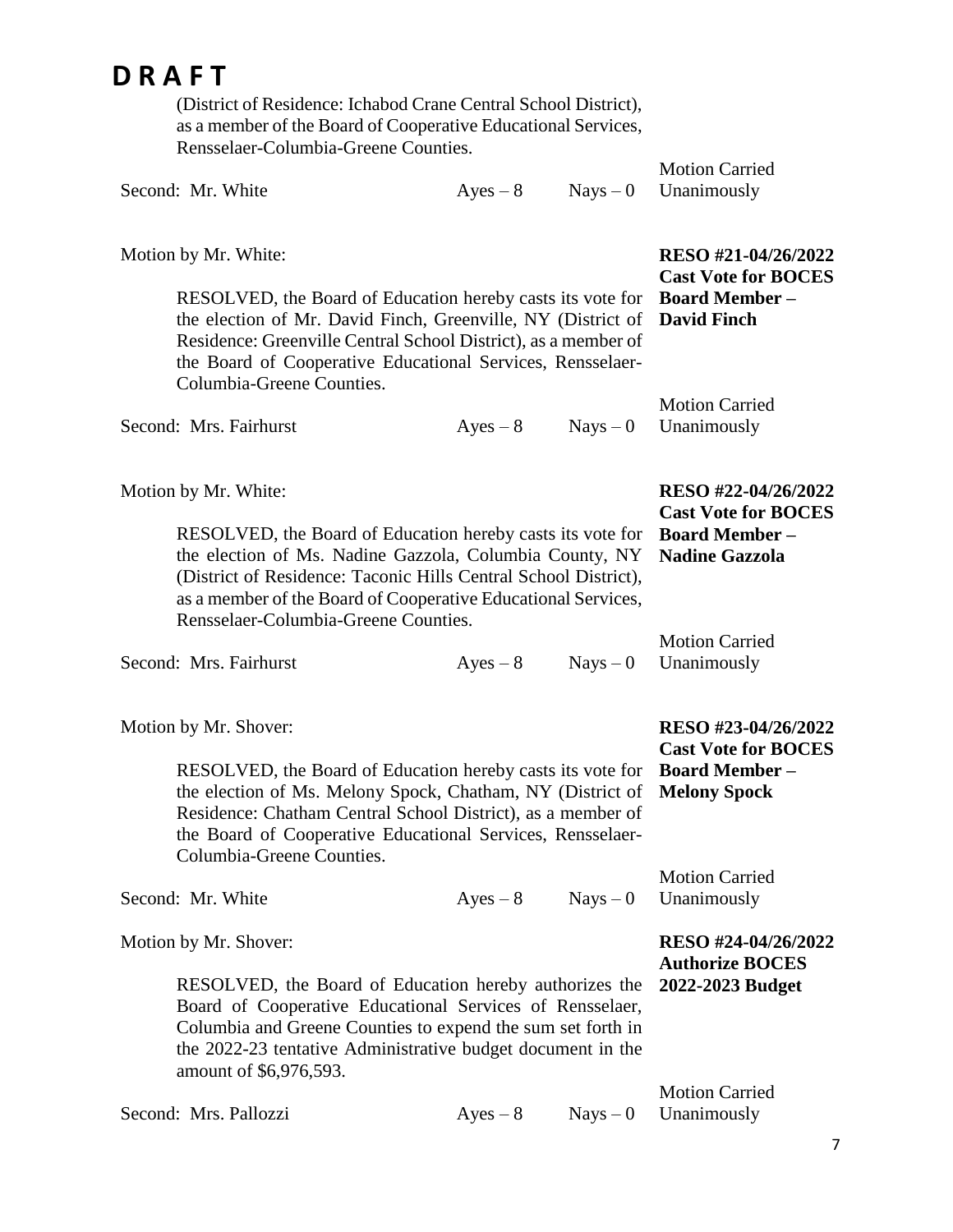# DRAFT

(District of Residence: Ichabod Crane Central School District), as a member of the Board of Cooperative Educational Services, Rensselaer-Columbia-Greene Counties.

Second: Mr. White — Ayes – 8 — Nays – 0 — Motion Carried Unanimously

Motion by Mr. White:

**RESO #21-04/26/2022 Cast Vote for BOCES Board Member – David Finch**

RESOLVED, the Board of Education hereby casts its vote for the election of Mr. David Finch, Greenville, NY (District of Residence: Greenville Central School District), as a member of the Board of Cooperative Educational Services, Rensselaer-Columbia-Greene Counties.

Second: Mrs. Fairhurst — Ayes – 8 — Nays – 0 — Motion Carried Unanimously

Motion by Mr. White:

**RESO #22-04/26/2022 Cast Vote for BOCES Board Member – Nadine Gazzola**

RESOLVED, the Board of Education hereby casts its vote for the election of Ms. Nadine Gazzola, Columbia County, NY (District of Residence: Taconic Hills Central School District), as a member of the Board of Cooperative Educational Services, Rensselaer-Columbia-Greene Counties.

Second: Mrs. Fairhurst — Ayes – 8 — Nays – 0 — Motion Carried Unanimously

Motion by Mr. Shover:

**RESO #23-04/26/2022 Cast Vote for BOCES Board Member – Melony Spock**

RESOLVED, the Board of Education hereby casts its vote for the election of Ms. Melony Spock, Chatham, NY (District of Residence: Chatham Central School District), as a member of the Board of Cooperative Educational Services, Rensselaer-Columbia-Greene Counties.

Second: Mr. White — Ayes – 8 — Nays – 0 — Motion Carried Unanimously

Motion by Mr. Shover:

**RESO #24-04/26/2022 Authorize BOCES 2022-2023 Budget**

RESOLVED, the Board of Education hereby authorizes the Board of Cooperative Educational Services of Rensselaer, Columbia and Greene Counties to expend the sum set forth in the 2022-23 tentative Administrative budget document in the amount of $6,976,593.

Second: Mrs. Pallozzi — Ayes – 8 — Nays – 0 — Motion Carried Unanimously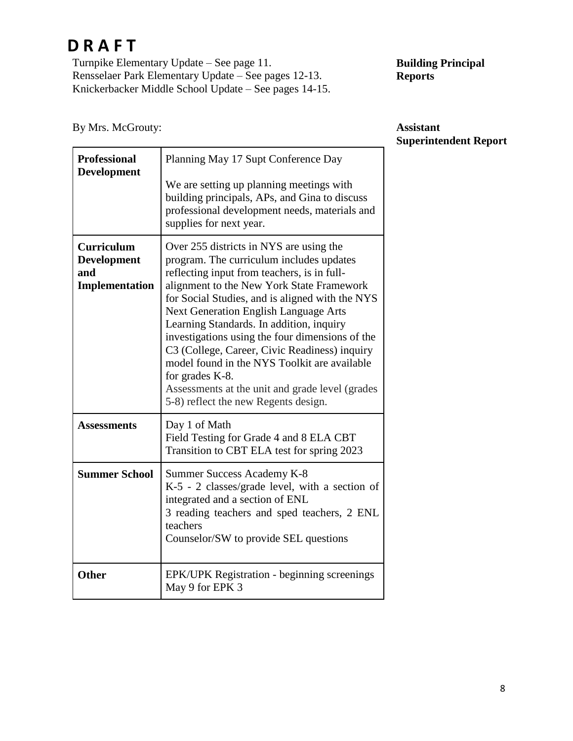# D R A F T

**Building Principal Reports**

Turnpike Elementary Update – See page 11.
Rensselaer Park Elementary Update – See pages 12-13.
Knickerbacker Middle School Update – See pages 14-15.

**Assistant Superintendent Report**

By Mrs. McGrouty:

| | |
|---|---|
| **Professional Development** | Planning May 17 Supt Conference Day<br><br>We are setting up planning meetings with building principals, APs, and Gina to discuss professional development needs, materials and supplies for next year. |
| **Curriculum Development and Implementation** | Over 255 districts in NYS are using the program. The curriculum includes updates reflecting input from teachers, is in full-alignment to the New York State Framework for Social Studies, and is aligned with the NYS Next Generation English Language Arts Learning Standards. In addition, inquiry investigations using the four dimensions of the C3 (College, Career, Civic Readiness) inquiry model found in the NYS Toolkit are available for grades K-8.<br>Assessments at the unit and grade level (grades 5-8) reflect the new Regents design. |
| **Assessments** | Day 1 of Math<br>Field Testing for Grade 4 and 8 ELA CBT<br>Transition to CBT ELA test for spring 2023 |
| **Summer School** | Summer Success Academy K-8<br>K-5 - 2 classes/grade level, with a section of integrated and a section of ENL<br>3 reading teachers and sped teachers, 2 ENL teachers<br>Counselor/SW to provide SEL questions |
| **Other** | EPK/UPK Registration - beginning screenings May 9 for EPK 3 |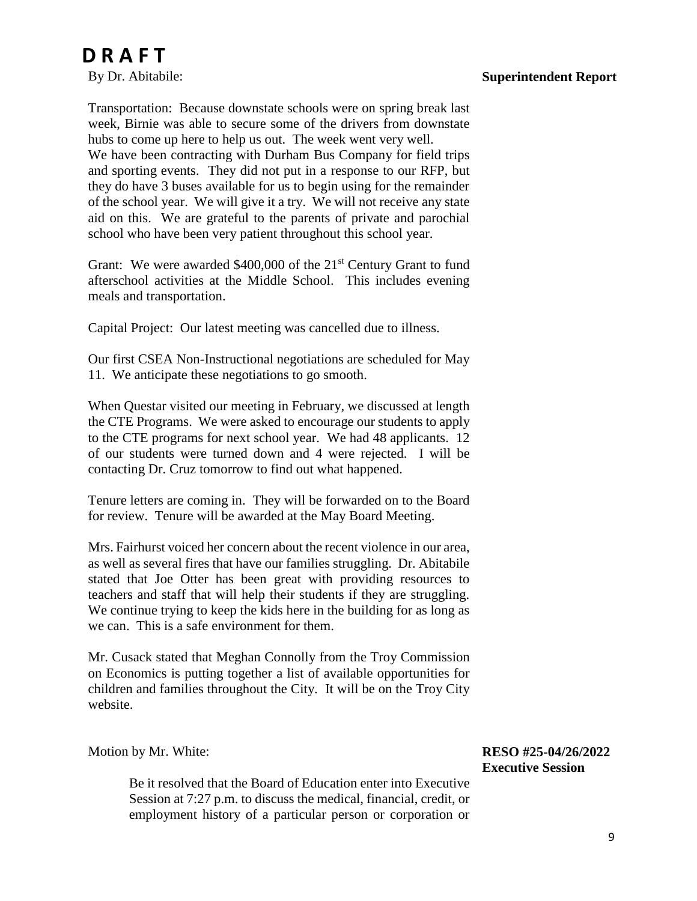# D R A F T

By Dr. Abitabile: **Superintendent Report**

Transportation: Because downstate schools were on spring break last week, Birnie was able to secure some of the drivers from downstate hubs to come up here to help us out. The week went very well. We have been contracting with Durham Bus Company for field trips and sporting events. They did not put in a response to our RFP, but they do have 3 buses available for us to begin using for the remainder of the school year. We will give it a try. We will not receive any state aid on this. We are grateful to the parents of private and parochial school who have been very patient throughout this school year.

Grant: We were awarded $400,000 of the 21st Century Grant to fund afterschool activities at the Middle School. This includes evening meals and transportation.

Capital Project: Our latest meeting was cancelled due to illness.

Our first CSEA Non-Instructional negotiations are scheduled for May 11. We anticipate these negotiations to go smooth.

When Questar visited our meeting in February, we discussed at length the CTE Programs. We were asked to encourage our students to apply to the CTE programs for next school year. We had 48 applicants. 12 of our students were turned down and 4 were rejected. I will be contacting Dr. Cruz tomorrow to find out what happened.

Tenure letters are coming in. They will be forwarded on to the Board for review. Tenure will be awarded at the May Board Meeting.

Mrs. Fairhurst voiced her concern about the recent violence in our area, as well as several fires that have our families struggling. Dr. Abitabile stated that Joe Otter has been great with providing resources to teachers and staff that will help their students if they are struggling. We continue trying to keep the kids here in the building for as long as we can. This is a safe environment for them.

Mr. Cusack stated that Meghan Connolly from the Troy Commission on Economics is putting together a list of available opportunities for children and families throughout the City. It will be on the Troy City website.

Motion by Mr. White: **RESO #25-04/26/2022 Executive Session**

> Be it resolved that the Board of Education enter into Executive Session at 7:27 p.m. to discuss the medical, financial, credit, or employment history of a particular person or corporation or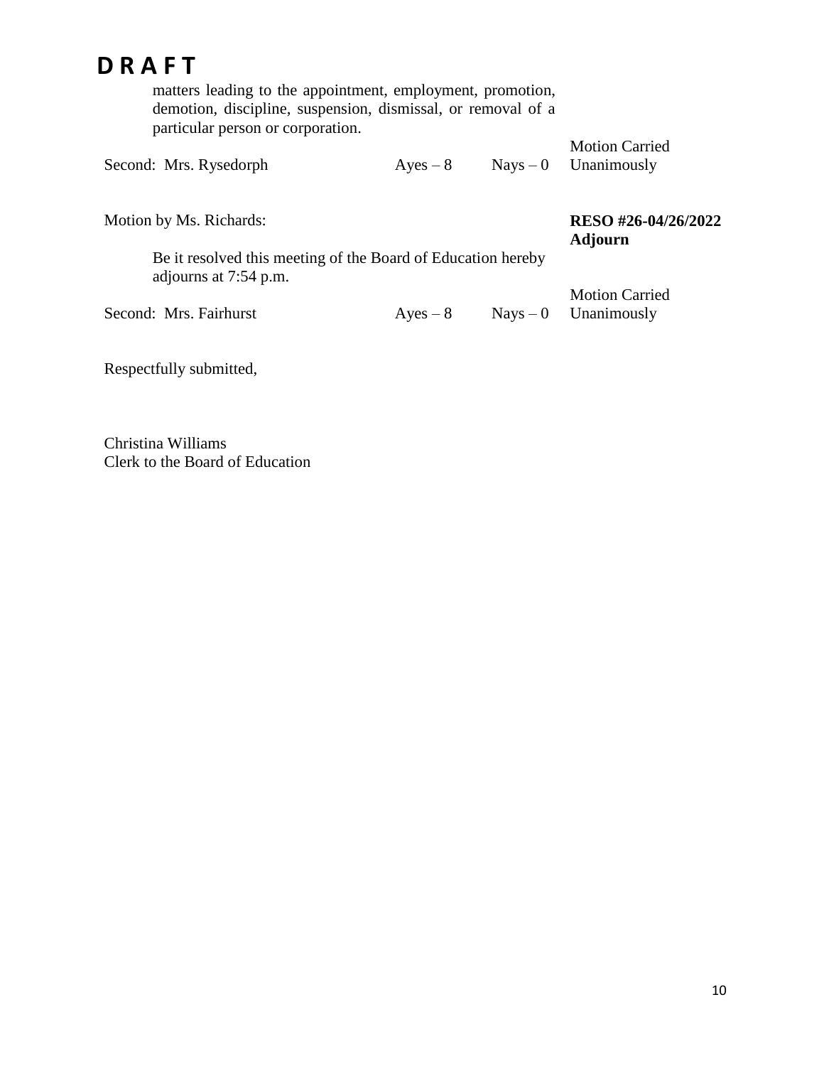**D R A F T**

matters leading to the appointment, employment, promotion, demotion, discipline, suspension, dismissal, or removal of a particular person or corporation.

| | | | |
|---|---|---|---|
| Second: Mrs. Rysedorph | Ayes – 8 | Nays – 0 | Motion Carried Unanimously |

Motion by Ms. Richards: **RESO #26-04/26/2022 Adjourn**

Be it resolved this meeting of the Board of Education hereby adjourns at 7:54 p.m.

| | | | |
|---|---|---|---|
| Second: Mrs. Fairhurst | Ayes – 8 | Nays – 0 | Motion Carried Unanimously |

Respectfully submitted,

Christina Williams
Clerk to the Board of Education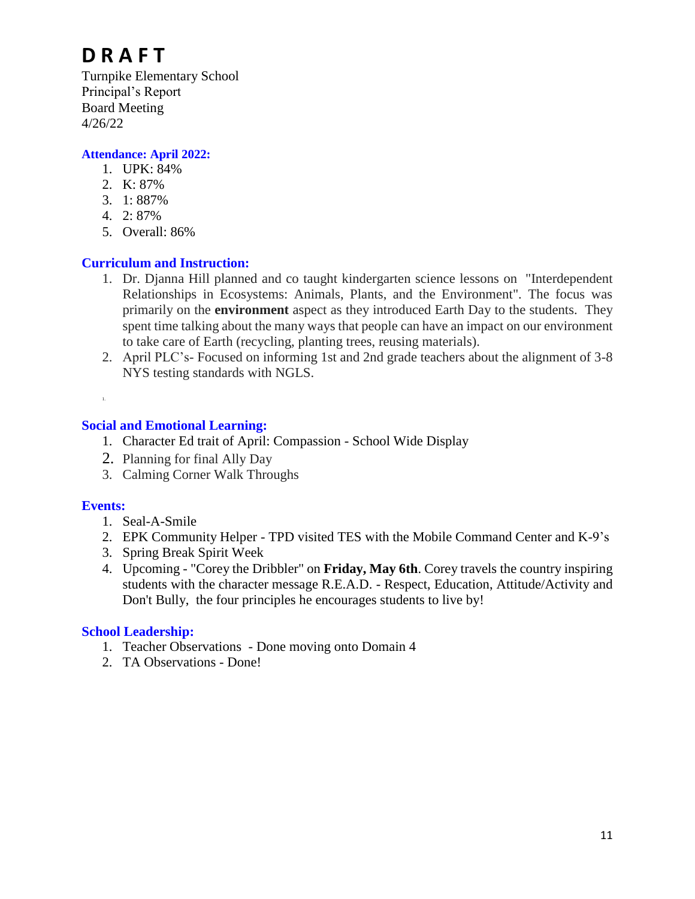# D R A F T

Turnpike Elementary School
Principal's Report
Board Meeting
4/26/22

**Attendance: April 2022:**

1. UPK: 84%
2. K: 87%
3. 1: 887%
4. 2: 87%
5. Overall: 86%

**Curriculum and Instruction:**

1. Dr. Djanna Hill planned and co taught kindergarten science lessons on "Interdependent Relationships in Ecosystems: Animals, Plants, and the Environment". The focus was primarily on the **environment** aspect as they introduced Earth Day to the students. They spent time talking about the many ways that people can have an impact on our environment to take care of Earth (recycling, planting trees, reusing materials).
2. April PLC's- Focused on informing 1st and 2nd grade teachers about the alignment of 3-8 NYS testing standards with NGLS.

**Social and Emotional Learning:**

1. Character Ed trait of April: Compassion - School Wide Display
2. Planning for final Ally Day
3. Calming Corner Walk Throughs

**Events:**

1. Seal-A-Smile
2. EPK Community Helper - TPD visited TES with the Mobile Command Center and K-9's
3. Spring Break Spirit Week
4. Upcoming - "Corey the Dribbler" on **Friday, May 6th**. Corey travels the country inspiring students with the character message R.E.A.D. - Respect, Education, Attitude/Activity and Don't Bully, the four principles he encourages students to live by!

**School Leadership:**

1. Teacher Observations - Done moving onto Domain 4
2. TA Observations - Done!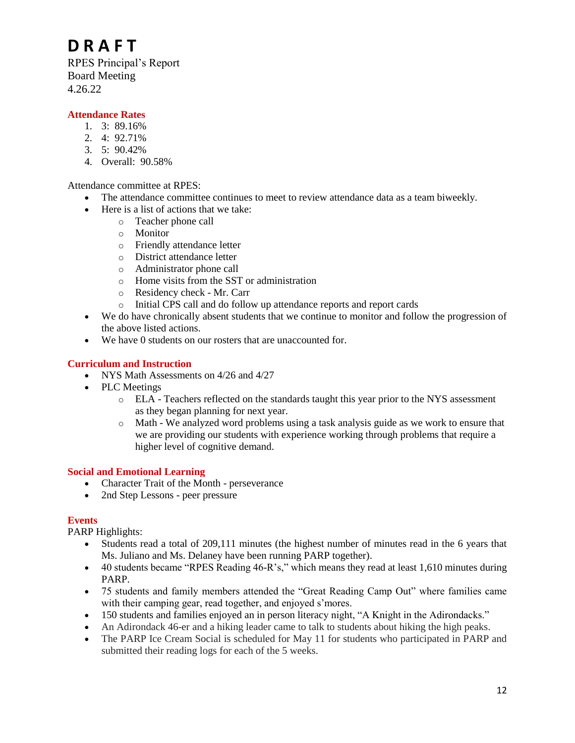# D R A F T

RPES Principal's Report
Board Meeting
4.26.22

## Attendance Rates

1. 3: 89.16%
2. 4: 92.71%
3. 5: 90.42%
4. Overall: 90.58%

Attendance committee at RPES:

- The attendance committee continues to meet to review attendance data as a team biweekly.
- Here is a list of actions that we take:
  - Teacher phone call
  - Monitor
  - Friendly attendance letter
  - District attendance letter
  - Administrator phone call
  - Home visits from the SST or administration
  - Residency check - Mr. Carr
  - Initial CPS call and do follow up attendance reports and report cards
- We do have chronically absent students that we continue to monitor and follow the progression of the above listed actions.
- We have 0 students on our rosters that are unaccounted for.

## Curriculum and Instruction

- NYS Math Assessments on 4/26 and 4/27
- PLC Meetings
  - ELA - Teachers reflected on the standards taught this year prior to the NYS assessment as they began planning for next year.
  - Math - We analyzed word problems using a task analysis guide as we work to ensure that we are providing our students with experience working through problems that require a higher level of cognitive demand.

## Social and Emotional Learning

- Character Trait of the Month - perseverance
- 2nd Step Lessons - peer pressure

## Events

PARP Highlights:

- Students read a total of 209,111 minutes (the highest number of minutes read in the 6 years that Ms. Juliano and Ms. Delaney have been running PARP together).
- 40 students became "RPES Reading 46-R's," which means they read at least 1,610 minutes during PARP.
- 75 students and family members attended the "Great Reading Camp Out" where families came with their camping gear, read together, and enjoyed s'mores.
- 150 students and families enjoyed an in person literacy night, "A Knight in the Adirondacks."
- An Adirondack 46-er and a hiking leader came to talk to students about hiking the high peaks.
- The PARP Ice Cream Social is scheduled for May 11 for students who participated in PARP and submitted their reading logs for each of the 5 weeks.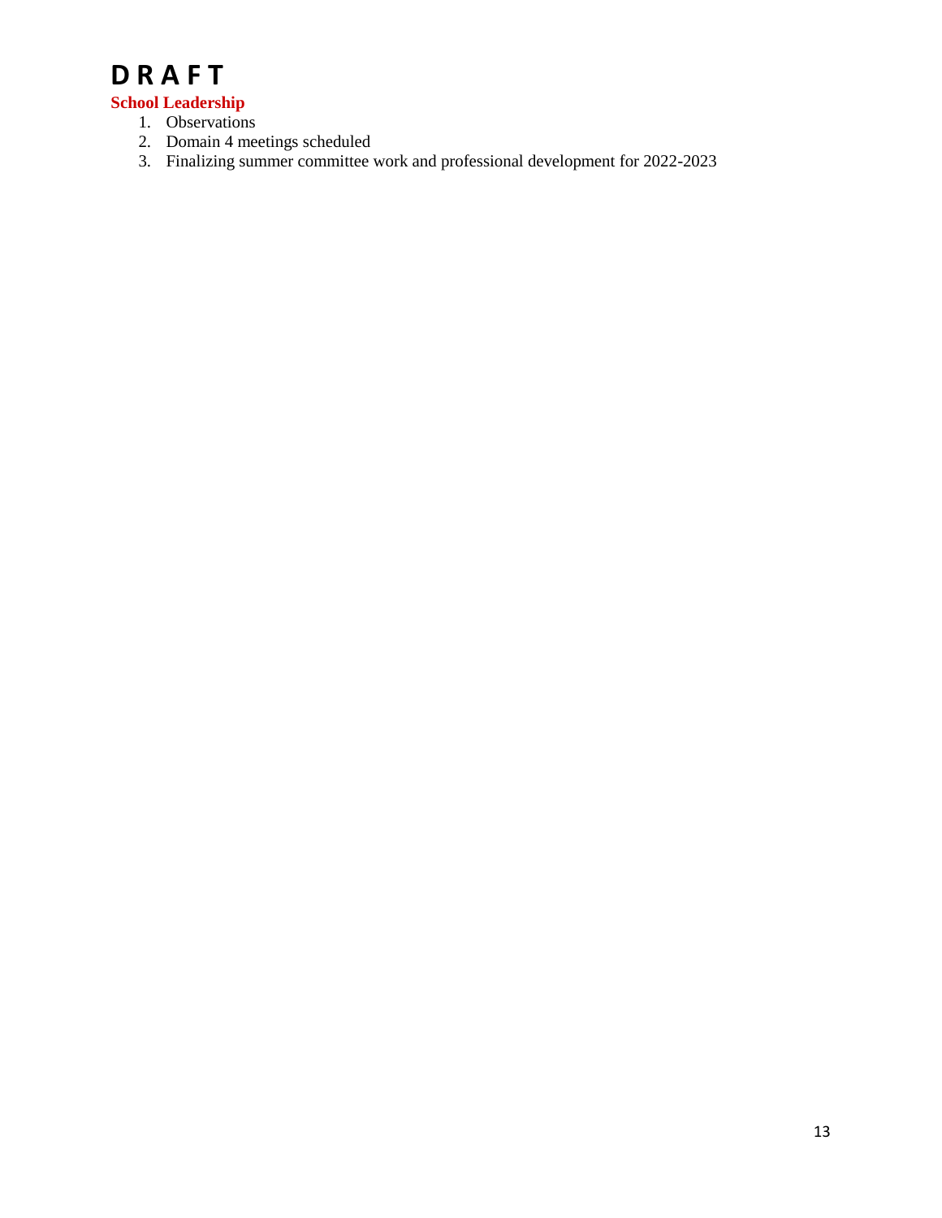# D R A F T

**School Leadership**

1. Observations
2. Domain 4 meetings scheduled
3. Finalizing summer committee work and professional development for 2022-2023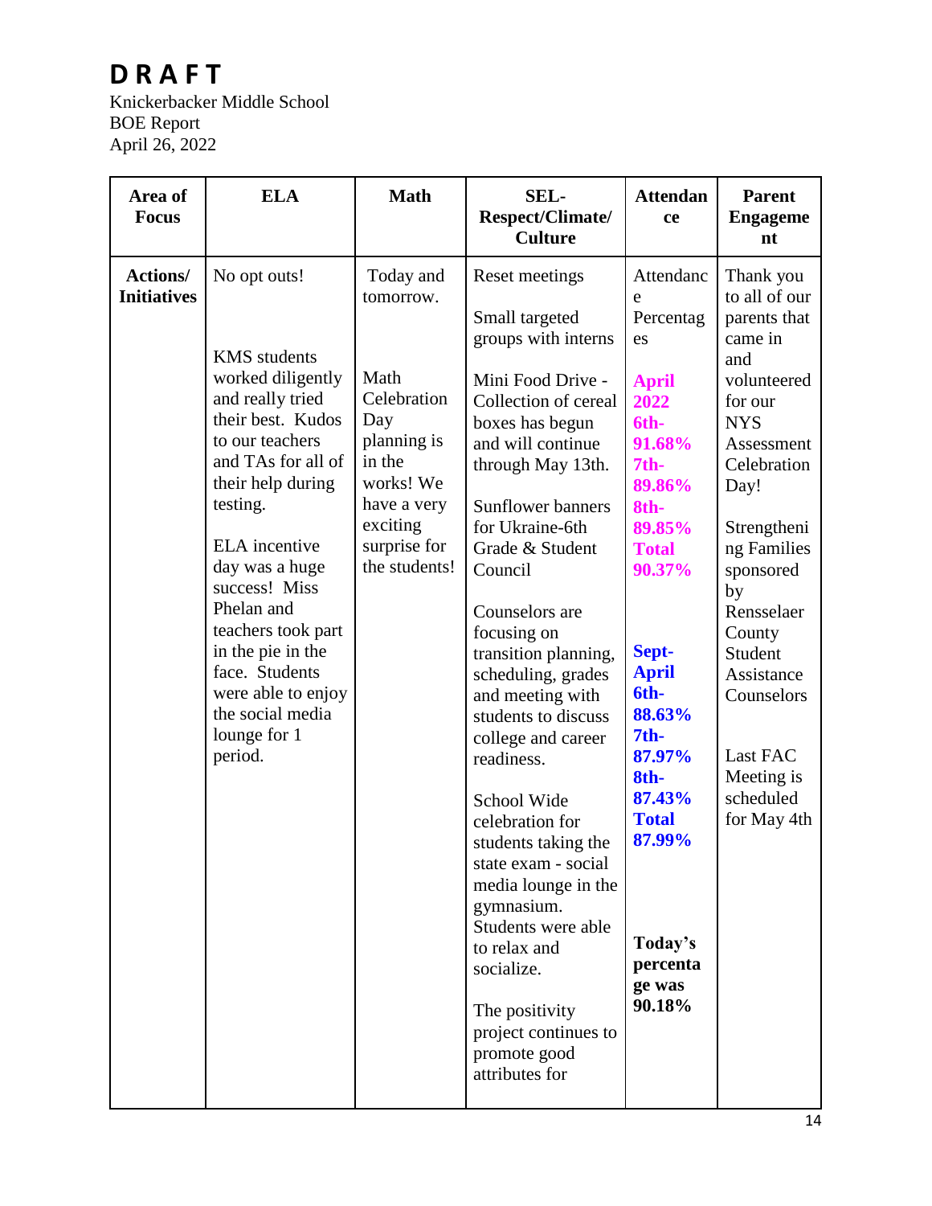# D R A F T

Knickerbacker Middle School
BOE Report
April 26, 2022

| Area of Focus | ELA | Math | SEL-Respect/Climate/Culture | Attendance | Parent Engagement |
|---|---|---|---|---|---|
| **Actions/ Initiatives** | No opt outs!<br><br>KMS students worked diligently and really tried their best. Kudos to our teachers and TAs for all of their help during testing.<br><br>ELA incentive day was a huge success! Miss Phelan and teachers took part in the pie in the face. Students were able to enjoy the social media lounge for 1 period. | Today and tomorrow.<br><br>Math Celebration Day planning is in the works! We have a very exciting surprise for the students! | Reset meetings<br><br>Small targeted groups with interns<br><br>Mini Food Drive - Collection of cereal boxes has begun and will continue through May 13th.<br><br>Sunflower banners for Ukraine-6th Grade & Student Council<br><br>Counselors are focusing on transition planning, scheduling, grades and meeting with students to discuss college and career readiness.<br><br>School Wide celebration for students taking the state exam - social media lounge in the gymnasium. Students were able to relax and socialize.<br><br>The positivity project continues to promote good attributes for | Attendance Percentages<br><br>**April 2022**<br>**6th- 91.68%**<br>**7th- 89.86%**<br>**8th- 89.85%**<br>**Total 90.37%**<br><br>**Sept- April**<br>**6th- 88.63%**<br>**7th- 87.97%**<br>**8th- 87.43%**<br>**Total 87.99%**<br><br>**Today's percentage was 90.18%** | Thank you to all of our parents that came in and volunteered for our NYS Assessment Celebration Day!<br><br>Strengthening Families sponsored by Rensselaer County Student Assistance Counselors<br><br>Last FAC Meeting is scheduled for May 4th |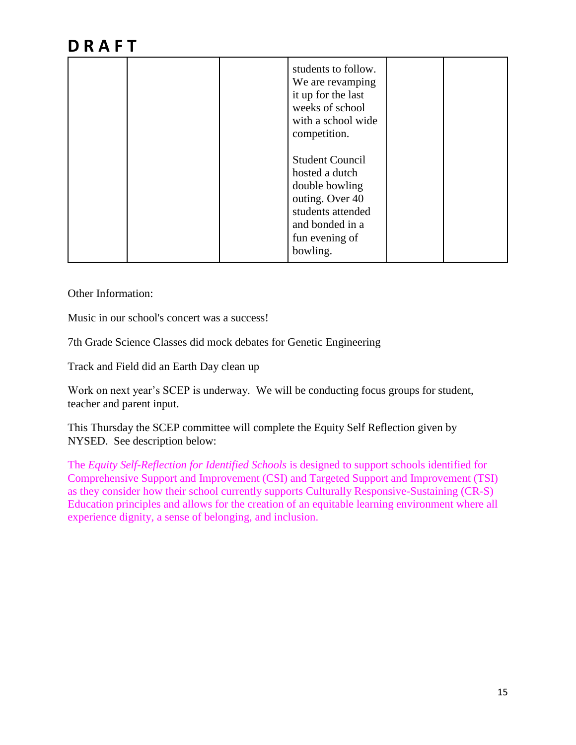# DRAFT

| | | | | | |
|---|---|---|---|---|---|
| | | | students to follow. We are revamping it up for the last weeks of school with a school wide competition.<br><br>Student Council hosted a dutch double bowling outing. Over 40 students attended and bonded in a fun evening of bowling. | | |

Other Information:

Music in our school's concert was a success!

7th Grade Science Classes did mock debates for Genetic Engineering

Track and Field did an Earth Day clean up

Work on next year's SCEP is underway. We will be conducting focus groups for student, teacher and parent input.

This Thursday the SCEP committee will complete the Equity Self Reflection given by NYSED. See description below:

The *Equity Self-Reflection for Identified Schools* is designed to support schools identified for Comprehensive Support and Improvement (CSI) and Targeted Support and Improvement (TSI) as they consider how their school currently supports Culturally Responsive-Sustaining (CR-S) Education principles and allows for the creation of an equitable learning environment where all experience dignity, a sense of belonging, and inclusion.